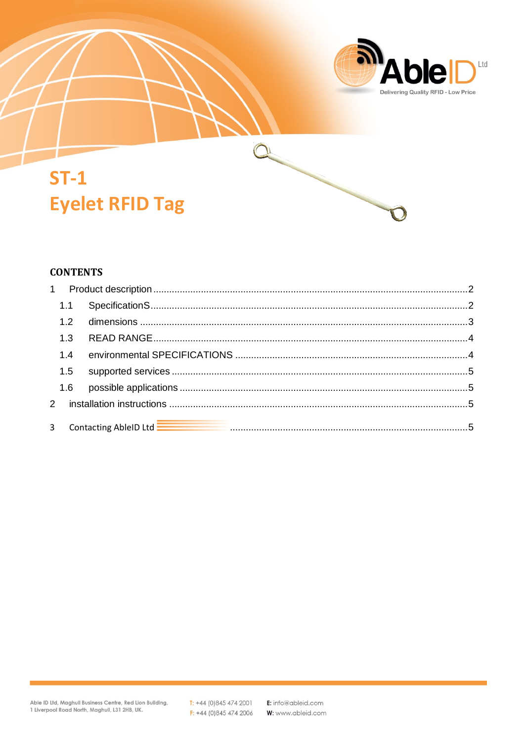# ST-1
# Eyelet RFID Tag

## CONTENTS

1 Product description ....................................................................................................2

  1.1 SpecificationS....................................................................................................2

  1.2 dimensions .........................................................................................................3

  1.3 READ RANGE....................................................................................................4

  1.4 environmental SPECIFICATIONS .......................................................................4

  1.5 supported services .............................................................................................5

  1.6 possible applications ..........................................................................................5

2 installation instructions ................................................................................................5

3 Contacting AbleID Ltd ..............................................................................................5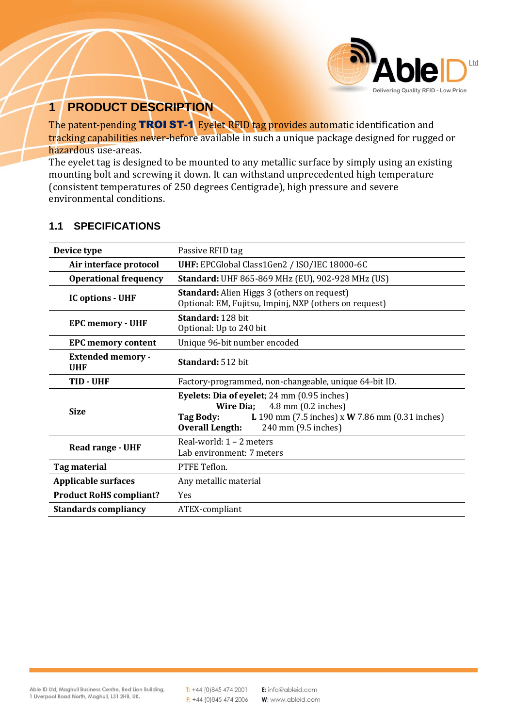# 1 PRODUCT DESCRIPTION

The patent-pending **TROI ST-1** Eyelet RFID tag provides automatic identification and tracking capabilities never-before available in such a unique package designed for rugged or hazardous use-areas.

The eyelet tag is designed to be mounted to any metallic surface by simply using an existing mounting bolt and screwing it down. It can withstand unprecedented high temperature (consistent temperatures of 250 degrees Centigrade), high pressure and severe environmental conditions.

## 1.1 SPECIFICATIONS

| | |
|---|---|
| **Device type** | Passive RFID tag |
| **Air interface protocol** | **UHF:** EPCGlobal Class1Gen2 / ISO/IEC 18000-6C |
| **Operational frequency** | **Standard:** UHF 865-869 MHz (EU), 902-928 MHz (US) |
| **IC options - UHF** | **Standard:** Alien Higgs 3 (others on request)<br>Optional: EM, Fujitsu, Impinj, NXP (others on request) |
| **EPC memory - UHF** | **Standard:** 128 bit<br>Optional: Up to 240 bit |
| **EPC memory content** | Unique 96-bit number encoded |
| **Extended memory - UHF** | **Standard:** 512 bit |
| **TID - UHF** | Factory-programmed, non-changeable, unique 64-bit ID. |
| **Size** | **Eyelets: Dia of eyelet**; 24 mm (0.95 inches)<br>**Wire Dia;** 4.8 mm (0.2 inches)<br>**Tag Body:** **L** 190 mm (7.5 inches) x **W** 7.86 mm (0.31 inches)<br>**Overall Length:** 240 mm (9.5 inches) |
| **Read range - UHF** | Real-world: 1 – 2 meters<br>Lab environment: 7 meters |
| **Tag material** | PTFE Teflon. |
| **Applicable surfaces** | Any metallic material |
| **Product RoHS compliant?** | Yes |
| **Standards compliancy** | ATEX-compliant |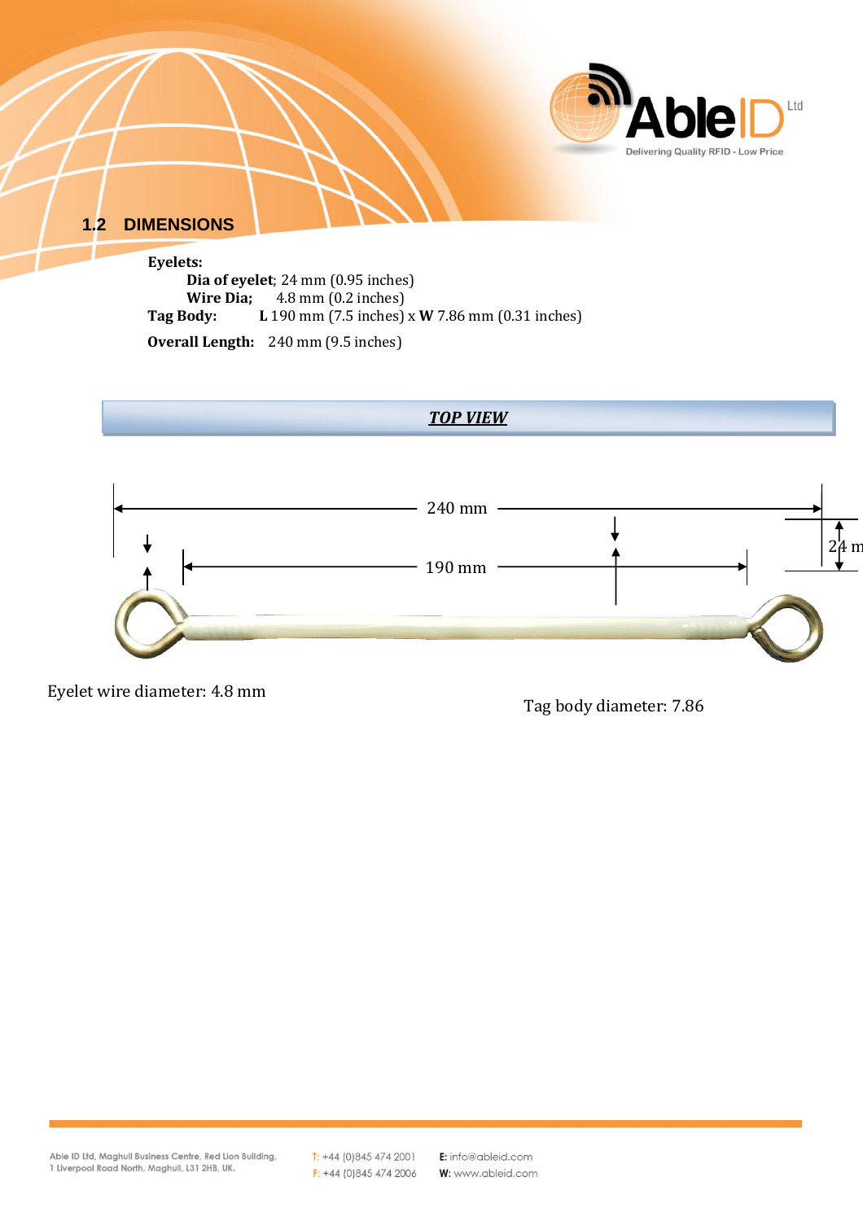## 1.2 DIMENSIONS

**Eyelets:**

**Dia of eyelet**; 24 mm (0.95 inches)
**Wire Dia;** 4.8 mm (0.2 inches)

**Tag Body:** **L** 190 mm (7.5 inches) x **W** 7.86 mm (0.31 inches)

**Overall Length:** 240 mm (9.5 inches)

***TOP VIEW***

240 mm

190 mm

24 m

Eyelet wire diameter: 4.8 mm

Tag body diameter: 7.86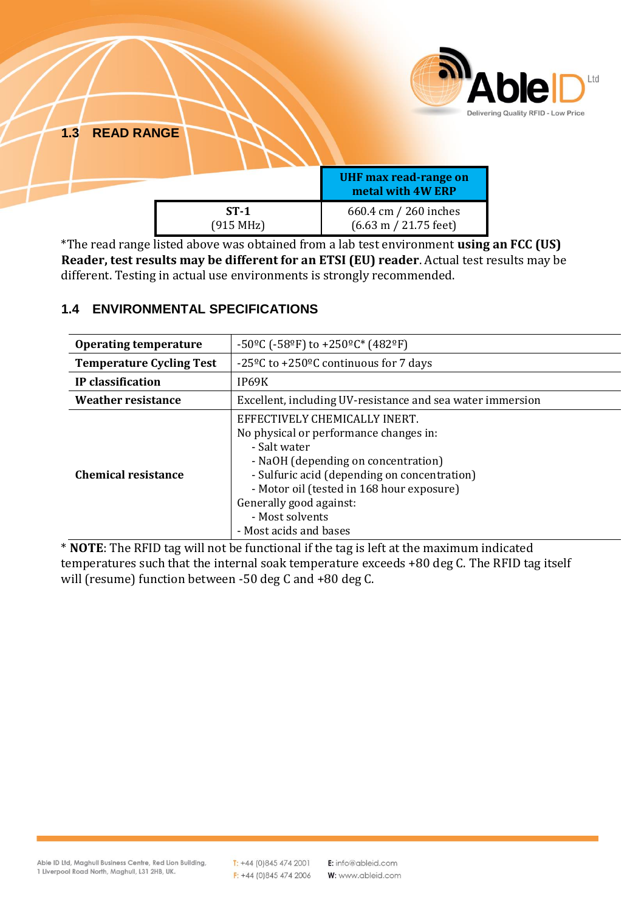## 1.3 READ RANGE

| | UHF max read-range on metal with 4W ERP |
|---|---|
| **ST-1** (915 MHz) | 660.4 cm / 260 inches (6.63 m / 21.75 feet) |

*The read range listed above was obtained from a lab test environment **using an FCC (US) Reader, test results may be different for an ETSI (EU) reader**. Actual test results may be different. Testing in actual use environments is strongly recommended.

## 1.4 ENVIRONMENTAL SPECIFICATIONS

| | |
|---|---|
| **Operating temperature** | -50ºC (-58ºF) to +250ºC* (482ºF) |
| **Temperature Cycling Test** | -25ºC to +250ºC continuous for 7 days |
| **IP classification** | IP69K |
| **Weather resistance** | Excellent, including UV-resistance and sea water immersion |
| **Chemical resistance** | EFFECTIVELY CHEMICALLY INERT.<br>No physical or performance changes in:<br>- Salt water<br>- NaOH (depending on concentration)<br>- Sulfuric acid (depending on concentration)<br>- Motor oil (tested in 168 hour exposure)<br>Generally good against:<br>- Most solvents<br>- Most acids and bases |

* **NOTE**: The RFID tag will not be functional if the tag is left at the maximum indicated temperatures such that the internal soak temperature exceeds +80 deg C. The RFID tag itself will (resume) function between -50 deg C and +80 deg C.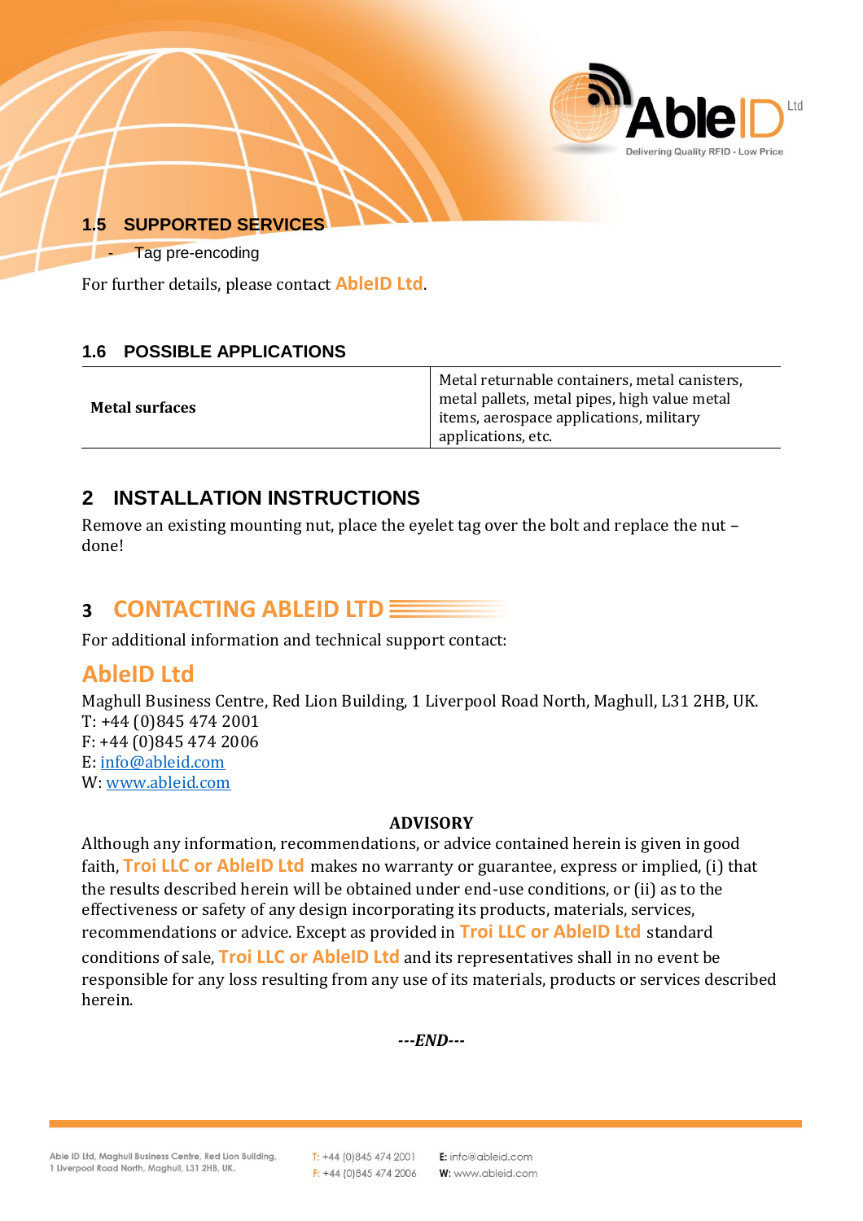### 1.5 SUPPORTED SERVICES

- Tag pre-encoding

For further details, please contact **AbleID Ltd**.

### 1.6 POSSIBLE APPLICATIONS

| | |
|---|---|
| **Metal surfaces** | Metal returnable containers, metal canisters, metal pallets, metal pipes, high value metal items, aerospace applications, military applications, etc. |

## 2 INSTALLATION INSTRUCTIONS

Remove an existing mounting nut, place the eyelet tag over the bolt and replace the nut – done!

## 3 CONTACTING ABLEID LTD

For additional information and technical support contact:

## AbleID Ltd

Maghull Business Centre, Red Lion Building, 1 Liverpool Road North, Maghull, L31 2HB, UK.
T: +44 (0)845 474 2001
F: +44 (0)845 474 2006
E: info@ableid.com
W: www.ableid.com

**ADVISORY**

Although any information, recommendations, or advice contained herein is given in good faith, **Troi LLC or AbleID Ltd** makes no warranty or guarantee, express or implied, (i) that the results described herein will be obtained under end-use conditions, or (ii) as to the effectiveness or safety of any design incorporating its products, materials, services, recommendations or advice. Except as provided in **Troi LLC or AbleID Ltd** standard conditions of sale, **Troi LLC or AbleID Ltd** and its representatives shall in no event be responsible for any loss resulting from any use of its materials, products or services described herein.

***---END---***